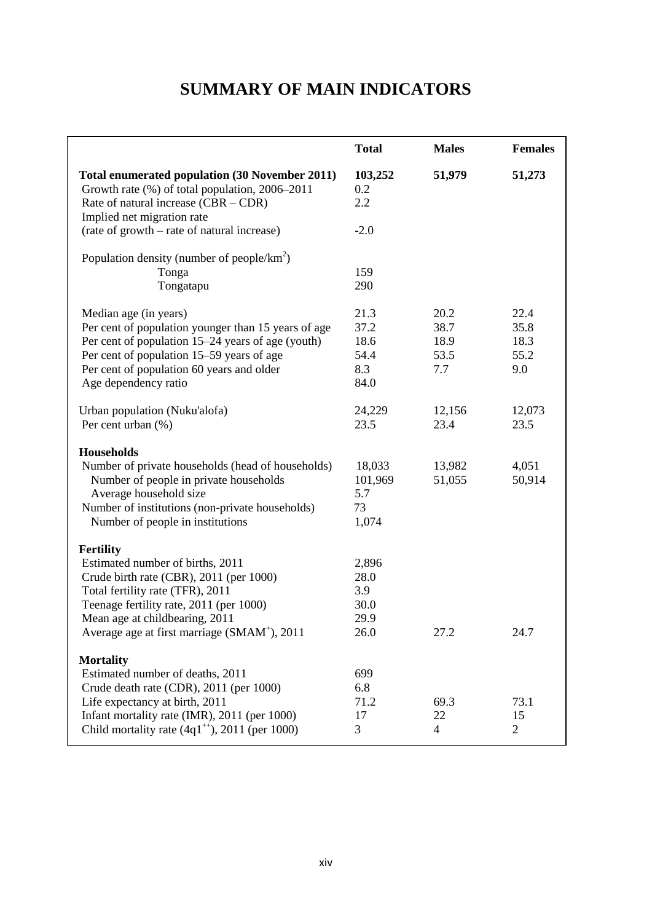# SUMMARY OF MAIN INDICATORS

| | Total | Males | Females |
|---|---|---|---|
| **Total enumerated population (30 November 2011)** | **103,252** | **51,979** | **51,273** |
| Growth rate (%) of total population, 2006–2011 | 0.2 | | |
| Rate of natural increase (CBR – CDR) | 2.2 | | |
| Implied net migration rate (rate of growth – rate of natural increase) | -2.0 | | |
| Population density (number of people/km$^2$) | | | |
| Tonga | 159 | | |
| Tongatapu | 290 | | |
| Median age (in years) | 21.3 | 20.2 | 22.4 |
| Per cent of population younger than 15 years of age | 37.2 | 38.7 | 35.8 |
| Per cent of population 15–24 years of age (youth) | 18.6 | 18.9 | 18.3 |
| Per cent of population 15–59 years of age | 54.4 | 53.5 | 55.2 |
| Per cent of population 60 years and older | 8.3 | 7.7 | 9.0 |
| Age dependency ratio | 84.0 | | |
| Urban population (Nuku'alofa) | 24,229 | 12,156 | 12,073 |
| Per cent urban (%) | 23.5 | 23.4 | 23.5 |
| **Households** | | | |
| Number of private households (head of households) | 18,033 | 13,982 | 4,051 |
| Number of people in private households | 101,969 | 51,055 | 50,914 |
| Average household size | 5.7 | | |
| Number of institutions (non-private households) | 73 | | |
| Number of people in institutions | 1,074 | | |
| **Fertility** | | | |
| Estimated number of births, 2011 | 2,896 | | |
| Crude birth rate (CBR), 2011 (per 1000) | 28.0 | | |
| Total fertility rate (TFR), 2011 | 3.9 | | |
| Teenage fertility rate, 2011 (per 1000) | 30.0 | | |
| Mean age at childbearing, 2011 | 29.9 | | |
| Average age at first marriage (SMAM[+]), 2011 | 26.0 | 27.2 | 24.7 |
| **Mortality** | | | |
| Estimated number of deaths, 2011 | 699 | | |
| Crude death rate (CDR), 2011 (per 1000) | 6.8 | | |
| Life expectancy at birth, 2011 | 71.2 | 69.3 | 73.1 |
| Infant mortality rate (IMR), 2011 (per 1000) | 17 | 22 | 15 |
| Child mortality rate ($4q1^{++}$), 2011 (per 1000) | 3 | 4 | 2 |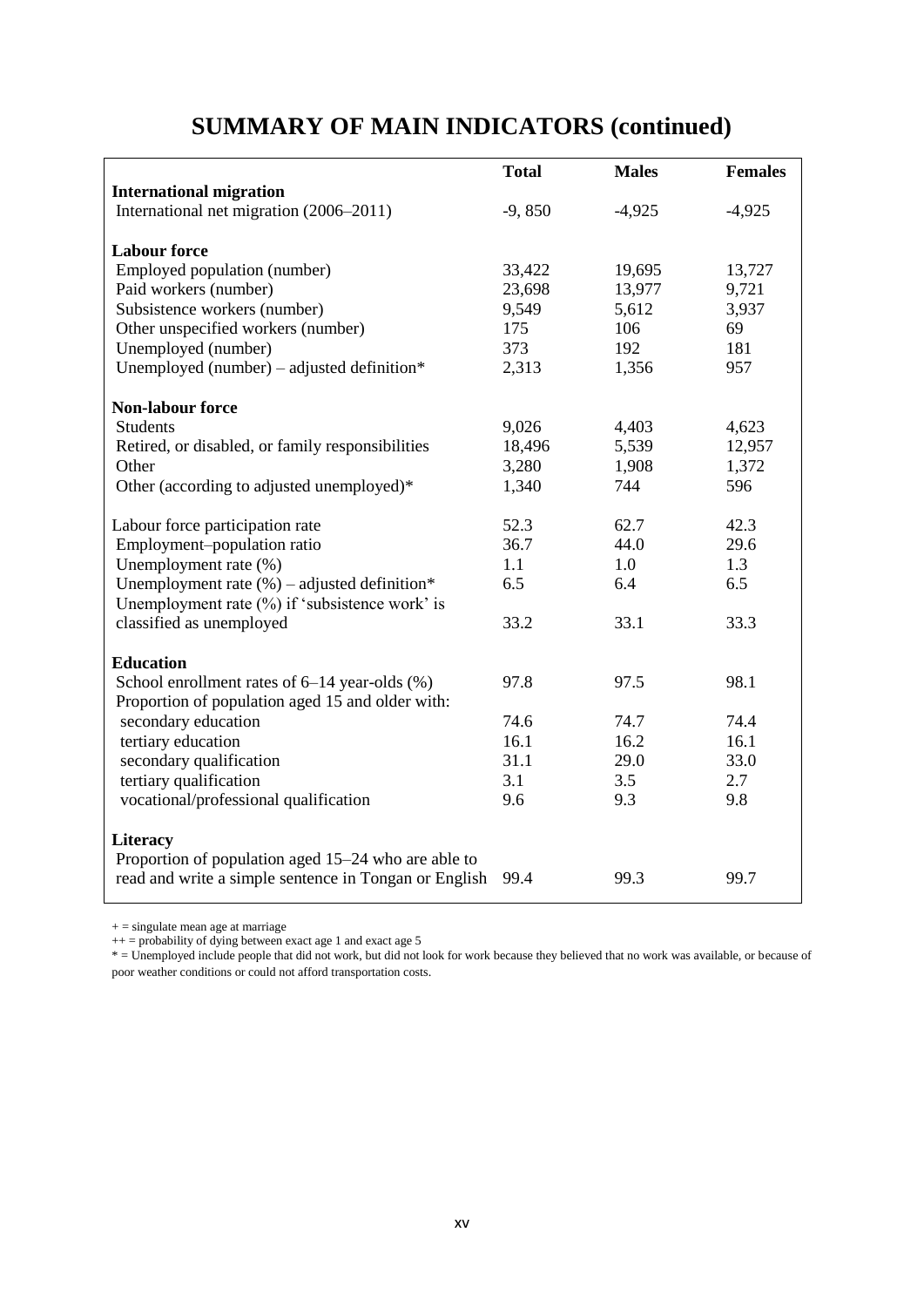# SUMMARY OF MAIN INDICATORS (continued)

| | Total | Males | Females |
|---|---|---|---|
| **International migration** | | | |
| International net migration (2006–2011) | -9, 850 | -4,925 | -4,925 |
| **Labour force** | | | |
| Employed population (number) | 33,422 | 19,695 | 13,727 |
| Paid workers (number) | 23,698 | 13,977 | 9,721 |
| Subsistence workers (number) | 9,549 | 5,612 | 3,937 |
| Other unspecified workers (number) | 175 | 106 | 69 |
| Unemployed (number) | 373 | 192 | 181 |
| Unemployed (number) – adjusted definition* | 2,313 | 1,356 | 957 |
| **Non-labour force** | | | |
| Students | 9,026 | 4,403 | 4,623 |
| Retired, or disabled, or family responsibilities | 18,496 | 5,539 | 12,957 |
| Other | 3,280 | 1,908 | 1,372 |
| Other (according to adjusted unemployed)* | 1,340 | 744 | 596 |
| Labour force participation rate | 52.3 | 62.7 | 42.3 |
| Employment–population ratio | 36.7 | 44.0 | 29.6 |
| Unemployment rate (%) | 1.1 | 1.0 | 1.3 |
| Unemployment rate (%) – adjusted definition* | 6.5 | 6.4 | 6.5 |
| Unemployment rate (%) if 'subsistence work' is classified as unemployed | 33.2 | 33.1 | 33.3 |
| **Education** | | | |
| School enrollment rates of 6–14 year-olds (%) | 97.8 | 97.5 | 98.1 |
| Proportion of population aged 15 and older with: | | | |
| secondary education | 74.6 | 74.7 | 74.4 |
| tertiary education | 16.1 | 16.2 | 16.1 |
| secondary qualification | 31.1 | 29.0 | 33.0 |
| tertiary qualification | 3.1 | 3.5 | 2.7 |
| vocational/professional qualification | 9.6 | 9.3 | 9.8 |
| **Literacy** | | | |
| Proportion of population aged 15–24 who are able to read and write a simple sentence in Tongan or English | 99.4 | 99.3 | 99.7 |

+ = singulate mean age at marriage
++ = probability of dying between exact age 1 and exact age 5
* = Unemployed include people that did not work, but did not look for work because they believed that no work was available, or because of poor weather conditions or could not afford transportation costs.